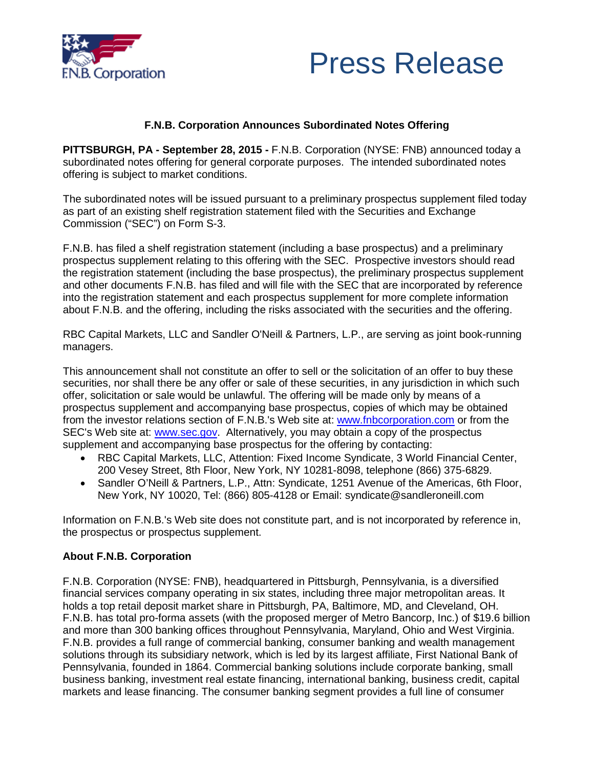F.N.B. Corporation

# Press Release

### F.N.B. Corporation Announces Subordinated Notes Offering

**PITTSBURGH, PA - September 28, 2015 -** F.N.B. Corporation (NYSE: FNB) announced today a subordinated notes offering for general corporate purposes. The intended subordinated notes offering is subject to market conditions.

The subordinated notes will be issued pursuant to a preliminary prospectus supplement filed today as part of an existing shelf registration statement filed with the Securities and Exchange Commission ("SEC") on Form S-3.

F.N.B. has filed a shelf registration statement (including a base prospectus) and a preliminary prospectus supplement relating to this offering with the SEC. Prospective investors should read the registration statement (including the base prospectus), the preliminary prospectus supplement and other documents F.N.B. has filed and will file with the SEC that are incorporated by reference into the registration statement and each prospectus supplement for more complete information about F.N.B. and the offering, including the risks associated with the securities and the offering.

RBC Capital Markets, LLC and Sandler O'Neill & Partners, L.P., are serving as joint book-running managers.

This announcement shall not constitute an offer to sell or the solicitation of an offer to buy these securities, nor shall there be any offer or sale of these securities, in any jurisdiction in which such offer, solicitation or sale would be unlawful. The offering will be made only by means of a prospectus supplement and accompanying base prospectus, copies of which may be obtained from the investor relations section of F.N.B.'s Web site at: www.fnbcorporation.com or from the SEC's Web site at: www.sec.gov. Alternatively, you may obtain a copy of the prospectus supplement and accompanying base prospectus for the offering by contacting:

- RBC Capital Markets, LLC, Attention: Fixed Income Syndicate, 3 World Financial Center, 200 Vesey Street, 8th Floor, New York, NY 10281-8098, telephone (866) 375-6829.
- Sandler O'Neill & Partners, L.P., Attn: Syndicate, 1251 Avenue of the Americas, 6th Floor, New York, NY 10020, Tel: (866) 805-4128 or Email: syndicate@sandleroneill.com

Information on F.N.B.'s Web site does not constitute part, and is not incorporated by reference in, the prospectus or prospectus supplement.

**About F.N.B. Corporation**

F.N.B. Corporation (NYSE: FNB), headquartered in Pittsburgh, Pennsylvania, is a diversified financial services company operating in six states, including three major metropolitan areas. It holds a top retail deposit market share in Pittsburgh, PA, Baltimore, MD, and Cleveland, OH. F.N.B. has total pro-forma assets (with the proposed merger of Metro Bancorp, Inc.) of $19.6 billion and more than 300 banking offices throughout Pennsylvania, Maryland, Ohio and West Virginia. F.N.B. provides a full range of commercial banking, consumer banking and wealth management solutions through its subsidiary network, which is led by its largest affiliate, First National Bank of Pennsylvania, founded in 1864. Commercial banking solutions include corporate banking, small business banking, investment real estate financing, international banking, business credit, capital markets and lease financing. The consumer banking segment provides a full line of consumer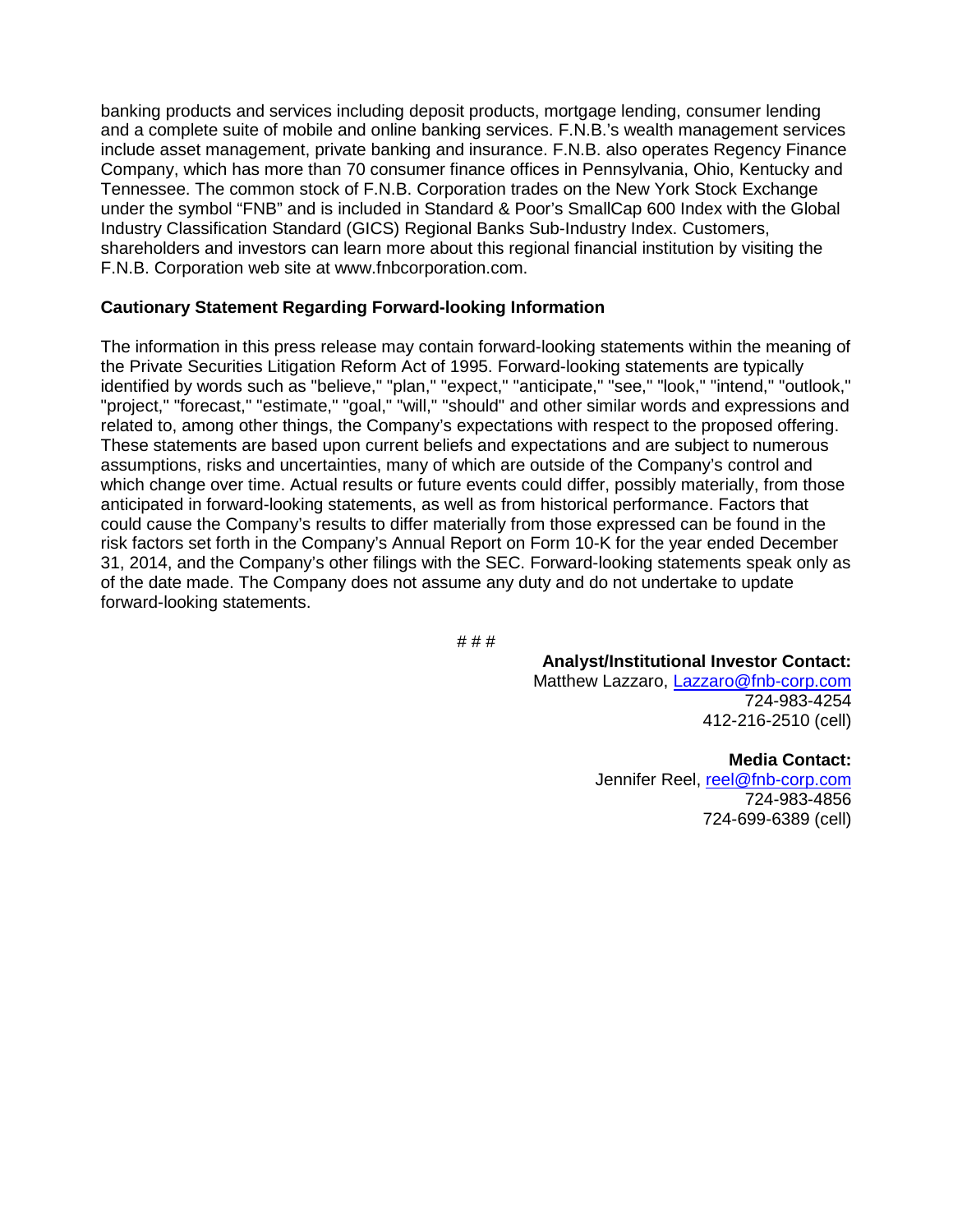banking products and services including deposit products, mortgage lending, consumer lending and a complete suite of mobile and online banking services. F.N.B.'s wealth management services include asset management, private banking and insurance. F.N.B. also operates Regency Finance Company, which has more than 70 consumer finance offices in Pennsylvania, Ohio, Kentucky and Tennessee. The common stock of F.N.B. Corporation trades on the New York Stock Exchange under the symbol "FNB" and is included in Standard & Poor's SmallCap 600 Index with the Global Industry Classification Standard (GICS) Regional Banks Sub-Industry Index. Customers, shareholders and investors can learn more about this regional financial institution by visiting the F.N.B. Corporation web site at www.fnbcorporation.com.

**Cautionary Statement Regarding Forward-looking Information**

The information in this press release may contain forward-looking statements within the meaning of the Private Securities Litigation Reform Act of 1995. Forward-looking statements are typically identified by words such as "believe," "plan," "expect," "anticipate," "see," "look," "intend," "outlook," "project," "forecast," "estimate," "goal," "will," "should" and other similar words and expressions and related to, among other things, the Company's expectations with respect to the proposed offering. These statements are based upon current beliefs and expectations and are subject to numerous assumptions, risks and uncertainties, many of which are outside of the Company's control and which change over time. Actual results or future events could differ, possibly materially, from those anticipated in forward-looking statements, as well as from historical performance. Factors that could cause the Company's results to differ materially from those expressed can be found in the risk factors set forth in the Company's Annual Report on Form 10-K for the year ended December 31, 2014, and the Company's other filings with the SEC. Forward-looking statements speak only as of the date made. The Company does not assume any duty and do not undertake to update forward-looking statements.

# # #

**Analyst/Institutional Investor Contact:**
Matthew Lazzaro, Lazzaro@fnb-corp.com
724-983-4254
412-216-2510 (cell)

**Media Contact:**
Jennifer Reel, reel@fnb-corp.com
724-983-4856
724-699-6389 (cell)